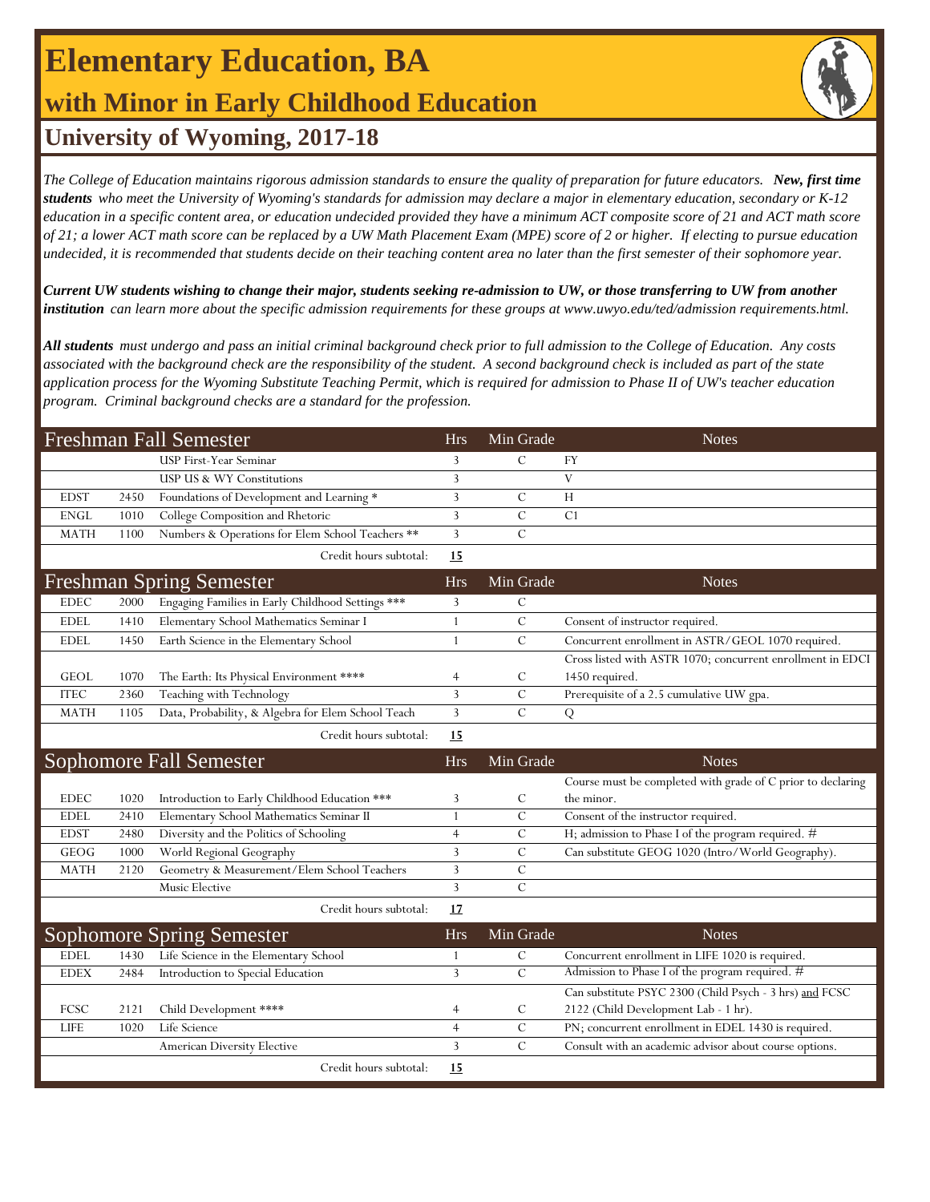# Elementary Education, BA

## with Minor in Early Childhood Education

## University of Wyoming, 2017-18

*The College of Education maintains rigorous admission standards to ensure the quality of preparation for future educators.* ***New, first time students*** *who meet the University of Wyoming's standards for admission may declare a major in elementary education, secondary or K-12 education in a specific content area, or education undecided provided they have a minimum ACT composite score of 21 and ACT math score of 21; a lower ACT math score can be replaced by a UW Math Placement Exam (MPE) score of 2 or higher. If electing to pursue education undecided, it is recommended that students decide on their teaching content area no later than the first semester of their sophomore year.*

***Current UW students wishing to change their major, students seeking re-admission to UW, or those transferring to UW from another institution*** *can learn more about the specific admission requirements for these groups at www.uwyo.edu/ted/admission requirements.html.*

***All students*** *must undergo and pass an initial criminal background check prior to full admission to the College of Education. Any costs associated with the background check are the responsibility of the student. A second background check is included as part of the state application process for the Wyoming Substitute Teaching Permit, which is required for admission to Phase II of UW's teacher education program. Criminal background checks are a standard for the profession.*

| Freshman Fall Semester | | | Hrs | Min Grade | Notes |
|---|---|---|---|---|---|
| | | USP First-Year Seminar | 3 | C | FY |
| | | USP US & WY Constitutions | 3 | | V |
| EDST | 2450 | Foundations of Development and Learning * | 3 | C | H |
| ENGL | 1010 | College Composition and Rhetoric | 3 | C | C1 |
| MATH | 1100 | Numbers & Operations for Elem School Teachers ** | 3 | C | |
| | | Credit hours subtotal: | **15** | | |

| Freshman Spring Semester | | | Hrs | Min Grade | Notes |
|---|---|---|---|---|---|
| EDEC | 2000 | Engaging Families in Early Childhood Settings *** | 3 | C | |
| EDEL | 1410 | Elementary School Mathematics Seminar I | 1 | C | Consent of instructor required. |
| EDEL | 1450 | Earth Science in the Elementary School | 1 | C | Concurrent enrollment in ASTR/GEOL 1070 required. |
| GEOL | 1070 | The Earth: Its Physical Environment **** | 4 | C | Cross listed with ASTR 1070; concurrent enrollment in EDCI 1450 required. |
| ITEC | 2360 | Teaching with Technology | 3 | C | Prerequisite of a 2.5 cumulative UW gpa. |
| MATH | 1105 | Data, Probability, & Algebra for Elem School Teach | 3 | C | Q |
| | | Credit hours subtotal: | **15** | | |

| Sophomore Fall Semester | | | Hrs | Min Grade | Notes |
|---|---|---|---|---|---|
| EDEC | 1020 | Introduction to Early Childhood Education *** | 3 | C | Course must be completed with grade of C prior to declaring the minor. |
| EDEL | 2410 | Elementary School Mathematics Seminar II | 1 | C | Consent of the instructor required. |
| EDST | 2480 | Diversity and the Politics of Schooling | 4 | C | H; admission to Phase I of the program required. # |
| GEOG | 1000 | World Regional Geography | 3 | C | Can substitute GEOG 1020 (Intro/World Geography). |
| MATH | 2120 | Geometry & Measurement/Elem School Teachers | 3 | C | |
| | | Music Elective | 3 | C | |
| | | Credit hours subtotal: | **17** | | |

| Sophomore Spring Semester | | | Hrs | Min Grade | Notes |
|---|---|---|---|---|---|
| EDEL | 1430 | Life Science in the Elementary School | 1 | C | Concurrent enrollment in LIFE 1020 is required. |
| EDEX | 2484 | Introduction to Special Education | 3 | C | Admission to Phase I of the program required. # |
| FCSC | 2121 | Child Development **** | 4 | C | Can substitute PSYC 2300 (Child Psych - 3 hrs) and FCSC 2122 (Child Development Lab - 1 hr). |
| LIFE | 1020 | Life Science | 4 | C | PN; concurrent enrollment in EDEL 1430 is required. |
| | | American Diversity Elective | 3 | C | Consult with an academic advisor about course options. |
| | | Credit hours subtotal: | **15** | | |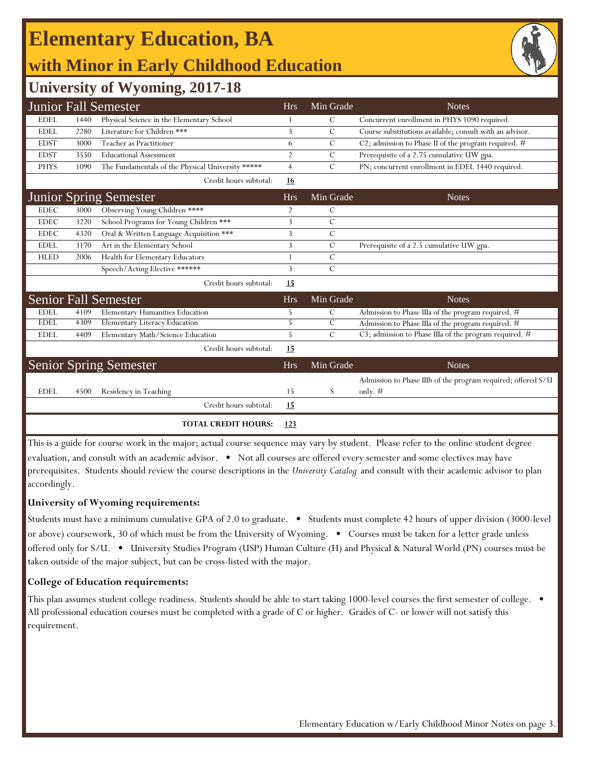# Elementary Education, BA

## with Minor in Early Childhood Education

## University of Wyoming, 2017-18

| Junior Fall Semester | | | Hrs | Min Grade | Notes |
|---|---|---|---|---|---|
| EDEL | 1440 | Physical Science in the Elementary School | 1 | C | Concurrent enrollment in PHYS 1090 required. |
| EDEL | 2280 | Literature for Children *** | 3 | C | Course substitutions available; consult with an advisor. |
| EDST | 3000 | Teacher as Practitioner | 6 | C | C2; admission to Phase II of the program required. # |
| EDST | 3550 | Educational Assessment | 2 | C | Prerequisite of a 2.75 cumulative UW gpa. |
| PHYS | 1090 | The Fundamentals of the Physical University ***** | 4 | C | PN; concurrent enrollment in EDEL 1440 required. |
| | | Credit hours subtotal: | **16** | | |

| Junior Spring Semester | | | Hrs | Min Grade | Notes |
|---|---|---|---|---|---|
| EDEC | 3000 | Observing Young Children **** | 2 | C | |
| EDEC | 3220 | School Programs for Young Children *** | 3 | C | |
| EDEC | 4320 | Oral & Written Language Acquisition *** | 3 | C | |
| EDEL | 3170 | Art in the Elementary School | 3 | C | Prerequisite of a 2.5 cumulative UW gpa. |
| HLED | 2006 | Health for Elementary Educators | 1 | C | |
| | | Speech/Acting Elective ****** | 3 | C | |
| | | Credit hours subtotal: | **15** | | |

| Senior Fall Semester | | | Hrs | Min Grade | Notes |
|---|---|---|---|---|---|
| EDEL | 4109 | Elementary Humanities Education | 5 | C | Admission to Phase IIIa of the program required. # |
| EDEL | 4309 | Elementary Literacy Education | 5 | C | Admission to Phase IIIa of the program required. # |
| EDEL | 4409 | Elementary Math/Science Education | 5 | C | C3; admission to Phase IIIa of the program required. # |
| | | Credit hours subtotal: | **15** | | |

| Senior Spring Semester | | | Hrs | Min Grade | Notes |
|---|---|---|---|---|---|
| EDEL | 4500 | Residency in Teaching | 15 | S | Admission to Phase IIIb of the program required; offered S/U only. # |
| | | Credit hours subtotal: | **15** | | |
| | | **TOTAL CREDIT HOURS:** | **123** | | |

This is a guide for course work in the major; actual course sequence may vary by student. Please refer to the online student degree evaluation, and consult with an academic advisor. • Not all courses are offered every semester and some electives may have prerequisites. Students should review the course descriptions in the *University Catalog* and consult with their academic advisor to plan accordingly.

**University of Wyoming requirements:**

Students must have a minimum cumulative GPA of 2.0 to graduate. • Students must complete 42 hours of upper division (3000-level or above) coursework, 30 of which must be from the University of Wyoming. • Courses must be taken for a letter grade unless offered only for S/U. • University Studies Program (USP) Human Culture (H) and Physical & Natural World (PN) courses must be taken outside of the major subject, but can be cross-listed with the major.

**College of Education requirements:**

This plan assumes student college readiness. Students should be able to start taking 1000-level courses the first semester of college. • All professional education courses must be completed with a grade of C or higher. Grades of C- or lower will not satisfy this requirement.

Elementary Education w/Early Childhood Minor Notes on page 3.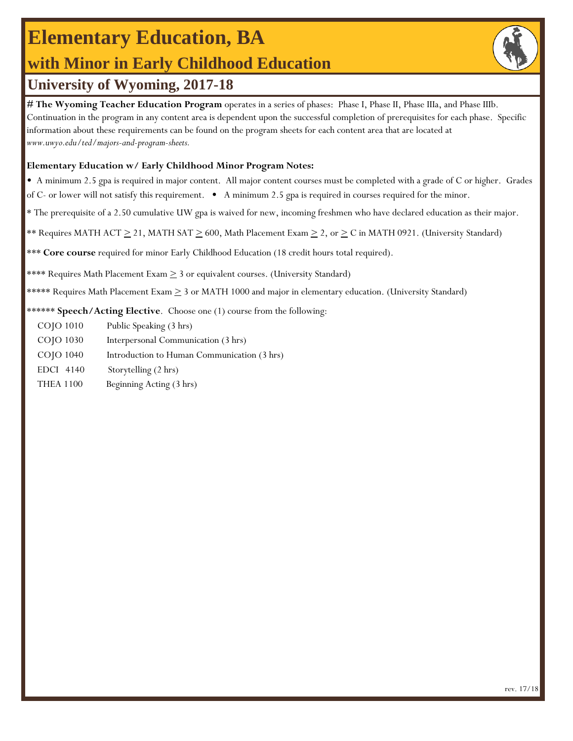# Elementary Education, BA

## with Minor in Early Childhood Education

## University of Wyoming, 2017-18

**# The Wyoming Teacher Education Program** operates in a series of phases: Phase I, Phase II, Phase IIIa, and Phase IIIb. Continuation in the program in any content area is dependent upon the successful completion of prerequisites for each phase. Specific information about these requirements can be found on the program sheets for each content area that are located at *www.uwyo.edu/ted/majors-and-program-sheets.*

**Elementary Education w/ Early Childhood Minor Program Notes:**

• A minimum 2.5 gpa is required in major content. All major content courses must be completed with a grade of C or higher. Grades of C- or lower will not satisfy this requirement. • A minimum 2.5 gpa is required in courses required for the minor.

* The prerequisite of a 2.50 cumulative UW gpa is waived for new, incoming freshmen who have declared education as their major.

** Requires MATH ACT $\geq$ 21, MATH SAT $\geq$ 600, Math Placement Exam $\geq$ 2, or $\geq$ C in MATH 0921. (University Standard)

*** **Core course** required for minor Early Childhood Education (18 credit hours total required).

**** Requires Math Placement Exam $\geq$ 3 or equivalent courses. (University Standard)

***** Requires Math Placement Exam $\geq$ 3 or MATH 1000 and major in elementary education. (University Standard)

****** **Speech/Acting Elective**. Choose one (1) course from the following:

| | |
|---|---|
| COJO 1010 | Public Speaking (3 hrs) |
| COJO 1030 | Interpersonal Communication (3 hrs) |
| COJO 1040 | Introduction to Human Communication (3 hrs) |
| EDCI 4140 | Storytelling (2 hrs) |
| THEA 1100 | Beginning Acting (3 hrs) |

rev. 17/18